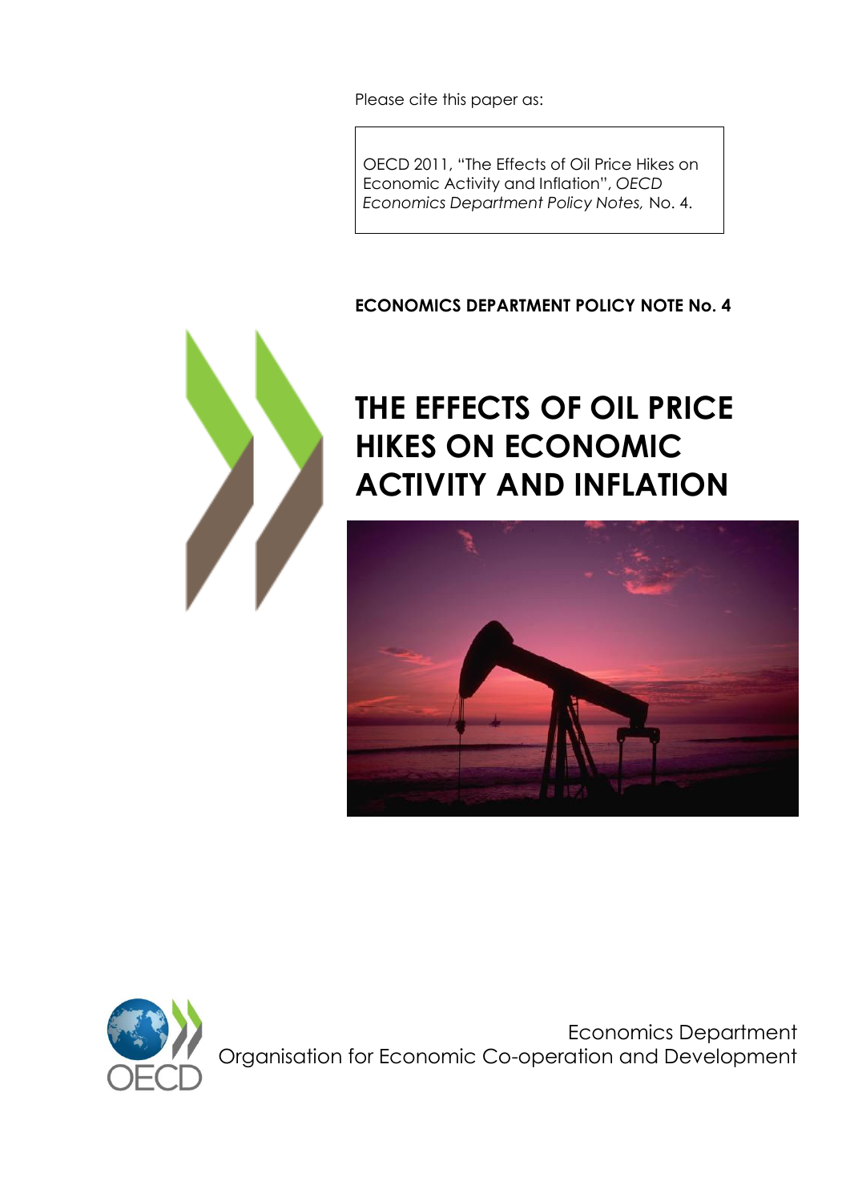Please cite this paper as:

OECD 2011, "The Effects of Oil Price Hikes on Economic Activity and Inflation", *OECD Economics Department Policy Notes,* No. 4.

**ECONOMICS DEPARTMENT POLICY NOTE No. 4**

# THE EFFECTS OF OIL PRICE HIKES ON ECONOMIC ACTIVITY AND INFLATION

Economics Department
Organisation for Economic Co-operation and Development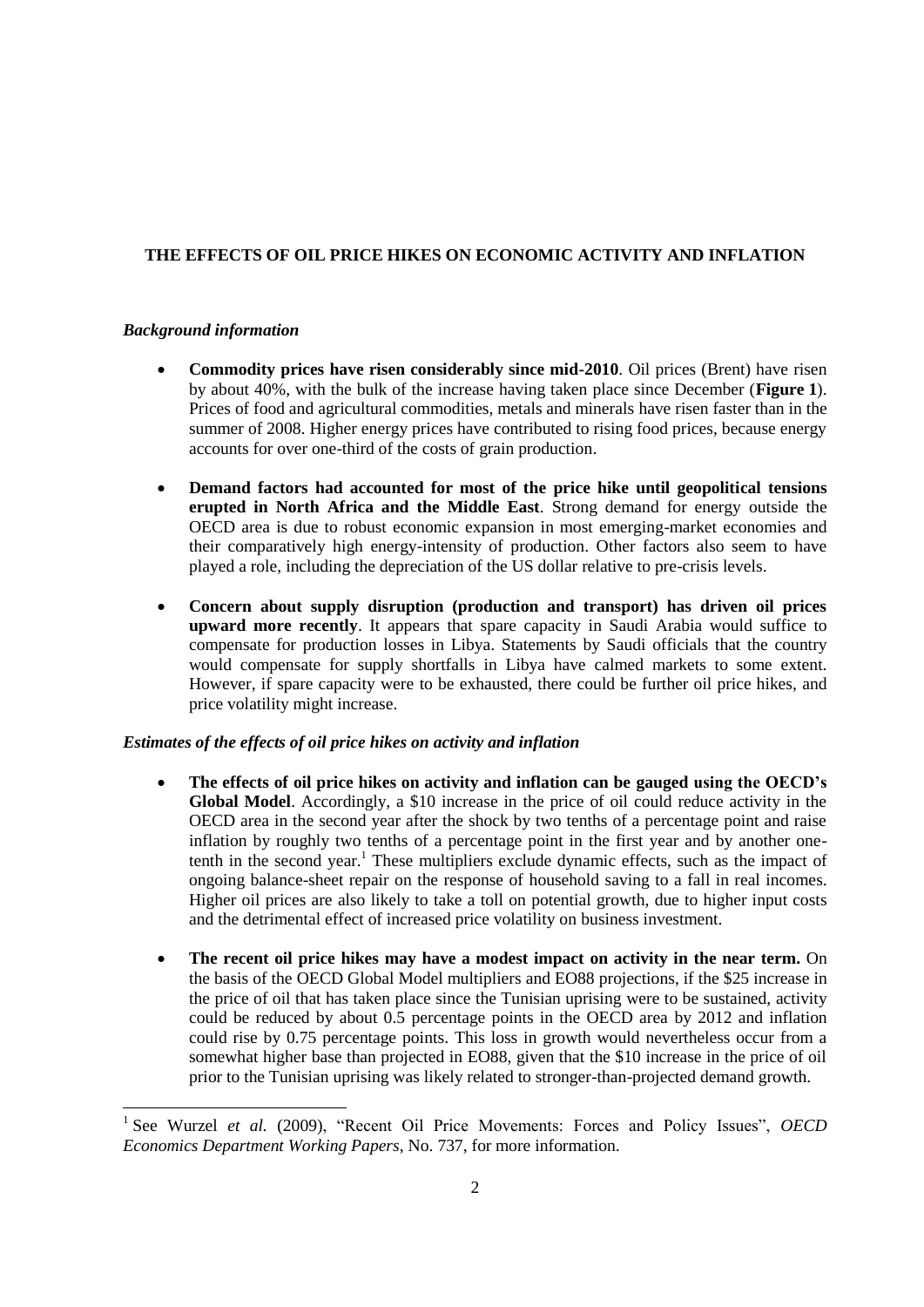## THE EFFECTS OF OIL PRICE HIKES ON ECONOMIC ACTIVITY AND INFLATION

### *Background information*

- **Commodity prices have risen considerably since mid-2010**. Oil prices (Brent) have risen by about 40%, with the bulk of the increase having taken place since December (**Figure 1**). Prices of food and agricultural commodities, metals and minerals have risen faster than in the summer of 2008. Higher energy prices have contributed to rising food prices, because energy accounts for over one-third of the costs of grain production.

- **Demand factors had accounted for most of the price hike until geopolitical tensions erupted in North Africa and the Middle East**. Strong demand for energy outside the OECD area is due to robust economic expansion in most emerging-market economies and their comparatively high energy-intensity of production. Other factors also seem to have played a role, including the depreciation of the US dollar relative to pre-crisis levels.

- **Concern about supply disruption (production and transport) has driven oil prices upward more recently**. It appears that spare capacity in Saudi Arabia would suffice to compensate for production losses in Libya. Statements by Saudi officials that the country would compensate for supply shortfalls in Libya have calmed markets to some extent. However, if spare capacity were to be exhausted, there could be further oil price hikes, and price volatility might increase.

### *Estimates of the effects of oil price hikes on activity and inflation*

- **The effects of oil price hikes on activity and inflation can be gauged using the OECD's Global Model**. Accordingly, a \$10 increase in the price of oil could reduce activity in the OECD area in the second year after the shock by two tenths of a percentage point and raise inflation by roughly two tenths of a percentage point in the first year and by another one-tenth in the second year.[1] These multipliers exclude dynamic effects, such as the impact of ongoing balance-sheet repair on the response of household saving to a fall in real incomes. Higher oil prices are also likely to take a toll on potential growth, due to higher input costs and the detrimental effect of increased price volatility on business investment.

- **The recent oil price hikes may have a modest impact on activity in the near term.** On the basis of the OECD Global Model multipliers and EO88 projections, if the \$25 increase in the price of oil that has taken place since the Tunisian uprising were to be sustained, activity could be reduced by about 0.5 percentage points in the OECD area by 2012 and inflation could rise by 0.75 percentage points. This loss in growth would nevertheless occur from a somewhat higher base than projected in EO88, given that the \$10 increase in the price of oil prior to the Tunisian uprising was likely related to stronger-than-projected demand growth.

---

[1] See Wurzel *et al.* (2009), "Recent Oil Price Movements: Forces and Policy Issues", *OECD Economics Department Working Papers*, No. 737, for more information.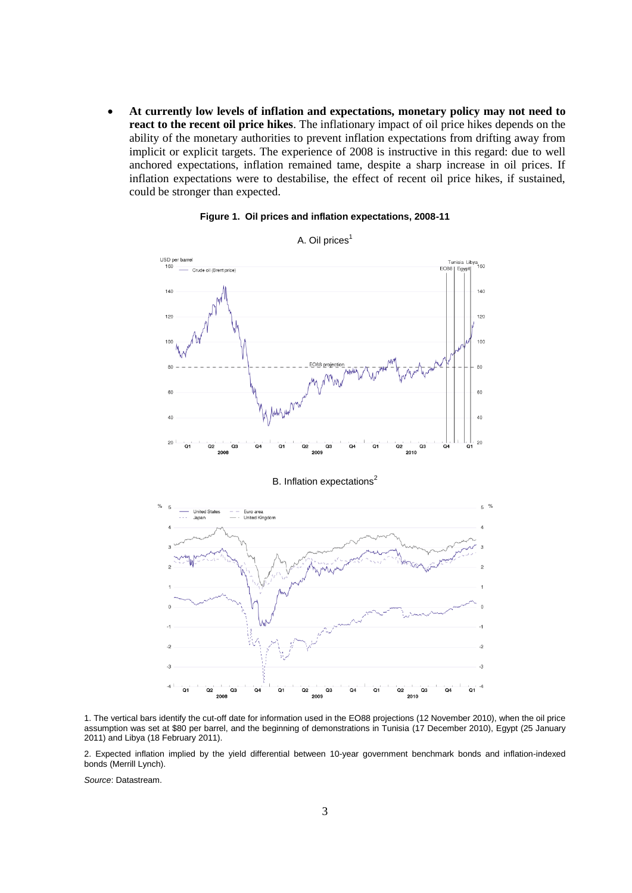- **At currently low levels of inflation and expectations, monetary policy may not need to react to the recent oil price hikes**. The inflationary impact of oil price hikes depends on the ability of the monetary authorities to prevent inflation expectations from drifting away from implicit or explicit targets. The experience of 2008 is instructive in this regard: due to well anchored expectations, inflation remained tame, despite a sharp increase in oil prices. If inflation expectations were to destabilise, the effect of recent oil price hikes, if sustained, could be stronger than expected.

**Figure 1. Oil prices and inflation expectations, 2008-11**

A. Oil prices[1]

B. Inflation expectations[2]

1. The vertical bars identify the cut-off date for information used in the EO88 projections (12 November 2010), when the oil price assumption was set at $80 per barrel, and the beginning of demonstrations in Tunisia (17 December 2010), Egypt (25 January 2011) and Libya (18 February 2011).

2. Expected inflation implied by the yield differential between 10-year government benchmark bonds and inflation-indexed bonds (Merrill Lynch).

*Source*: Datastream.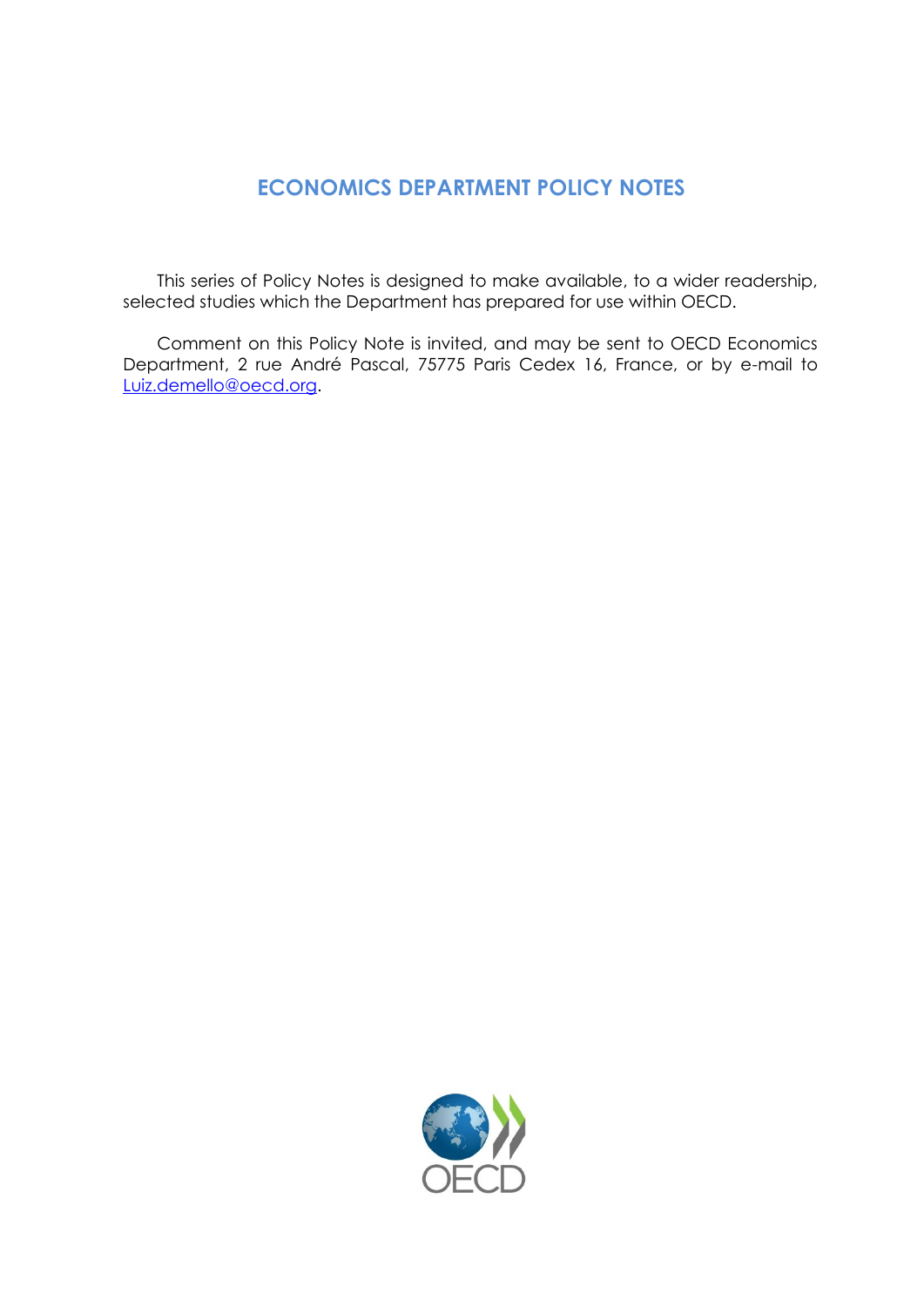## ECONOMICS DEPARTMENT POLICY NOTES

This series of Policy Notes is designed to make available, to a wider readership, selected studies which the Department has prepared for use within OECD.

Comment on this Policy Note is invited, and may be sent to OECD Economics Department, 2 rue André Pascal, 75775 Paris Cedex 16, France, or by e-mail to Luiz.demello@oecd.org.

OECD